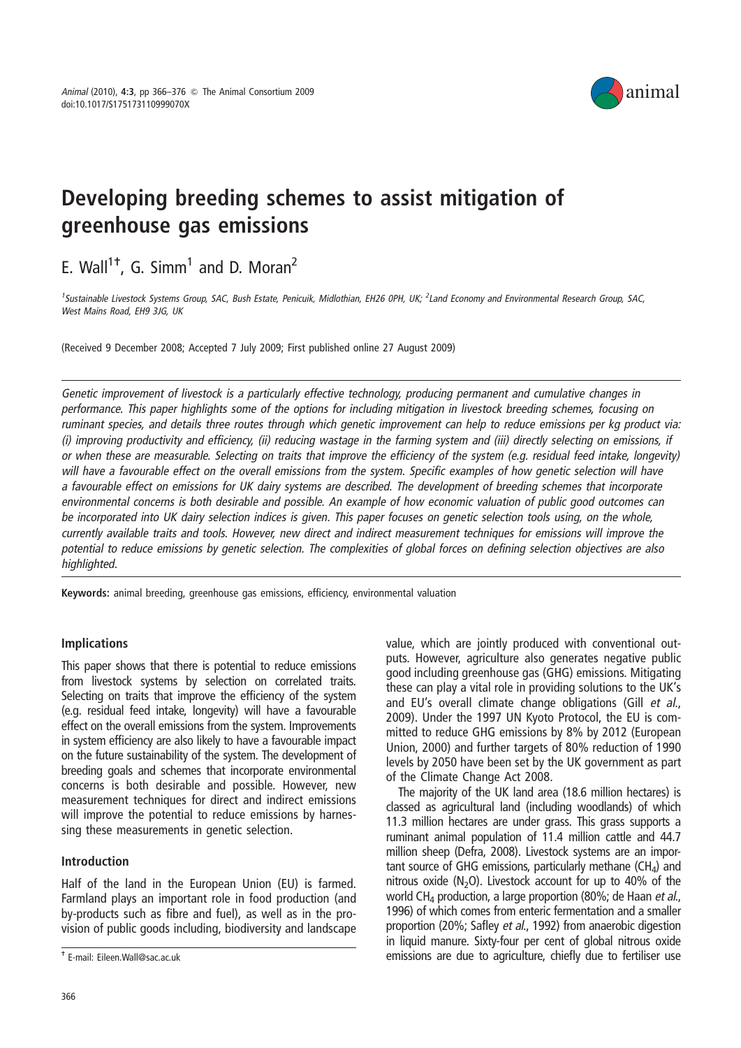# Developing breeding schemes to assist mitigation of greenhouse gas emissions

E. Wall[1†], G. Simm[1] and D. Moran[2]

[1]Sustainable Livestock Systems Group, SAC, Bush Estate, Penicuik, Midlothian, EH26 0PH, UK; [2]Land Economy and Environmental Research Group, SAC, West Mains Road, EH9 3JG, UK

(Received 9 December 2008; Accepted 7 July 2009; First published online 27 August 2009)

*Genetic improvement of livestock is a particularly effective technology, producing permanent and cumulative changes in performance. This paper highlights some of the options for including mitigation in livestock breeding schemes, focusing on ruminant species, and details three routes through which genetic improvement can help to reduce emissions per kg product via: (i) improving productivity and efficiency, (ii) reducing wastage in the farming system and (iii) directly selecting on emissions, if or when these are measurable. Selecting on traits that improve the efficiency of the system (e.g. residual feed intake, longevity) will have a favourable effect on the overall emissions from the system. Specific examples of how genetic selection will have a favourable effect on emissions for UK dairy systems are described. The development of breeding schemes that incorporate environmental concerns is both desirable and possible. An example of how economic valuation of public good outcomes can be incorporated into UK dairy selection indices is given. This paper focuses on genetic selection tools using, on the whole, currently available traits and tools. However, new direct and indirect measurement techniques for emissions will improve the potential to reduce emissions by genetic selection. The complexities of global forces on defining selection objectives are also highlighted.*

**Keywords:** animal breeding, greenhouse gas emissions, efficiency, environmental valuation

## Implications

This paper shows that there is potential to reduce emissions from livestock systems by selection on correlated traits. Selecting on traits that improve the efficiency of the system (e.g. residual feed intake, longevity) will have a favourable effect on the overall emissions from the system. Improvements in system efficiency are also likely to have a favourable impact on the future sustainability of the system. The development of breeding goals and schemes that incorporate environmental concerns is both desirable and possible. However, new measurement techniques for direct and indirect emissions will improve the potential to reduce emissions by harnessing these measurements in genetic selection.

## Introduction

Half of the land in the European Union (EU) is farmed. Farmland plays an important role in food production (and by-products such as fibre and fuel), as well as in the provision of public goods including, biodiversity and landscape value, which are jointly produced with conventional outputs. However, agriculture also generates negative public good including greenhouse gas (GHG) emissions. Mitigating these can play a vital role in providing solutions to the UK's and EU's overall climate change obligations (Gill *et al.*, 2009). Under the 1997 UN Kyoto Protocol, the EU is committed to reduce GHG emissions by 8% by 2012 (European Union, 2000) and further targets of 80% reduction of 1990 levels by 2050 have been set by the UK government as part of the Climate Change Act 2008.

The majority of the UK land area (18.6 million hectares) is classed as agricultural land (including woodlands) of which 11.3 million hectares are under grass. This grass supports a ruminant animal population of 11.4 million cattle and 44.7 million sheep (Defra, 2008). Livestock systems are an important source of GHG emissions, particularly methane ($CH_4$) and nitrous oxide ($N_2O$). Livestock account for up to 40% of the world $CH_4$ production, a large proportion (80%; de Haan *et al.*, 1996) of which comes from enteric fermentation and a smaller proportion (20%; Safley *et al.*, 1992) from anaerobic digestion in liquid manure. Sixty-four per cent of global nitrous oxide emissions are due to agriculture, chiefly due to fertiliser use

† E-mail: Eileen.Wall@sac.ac.uk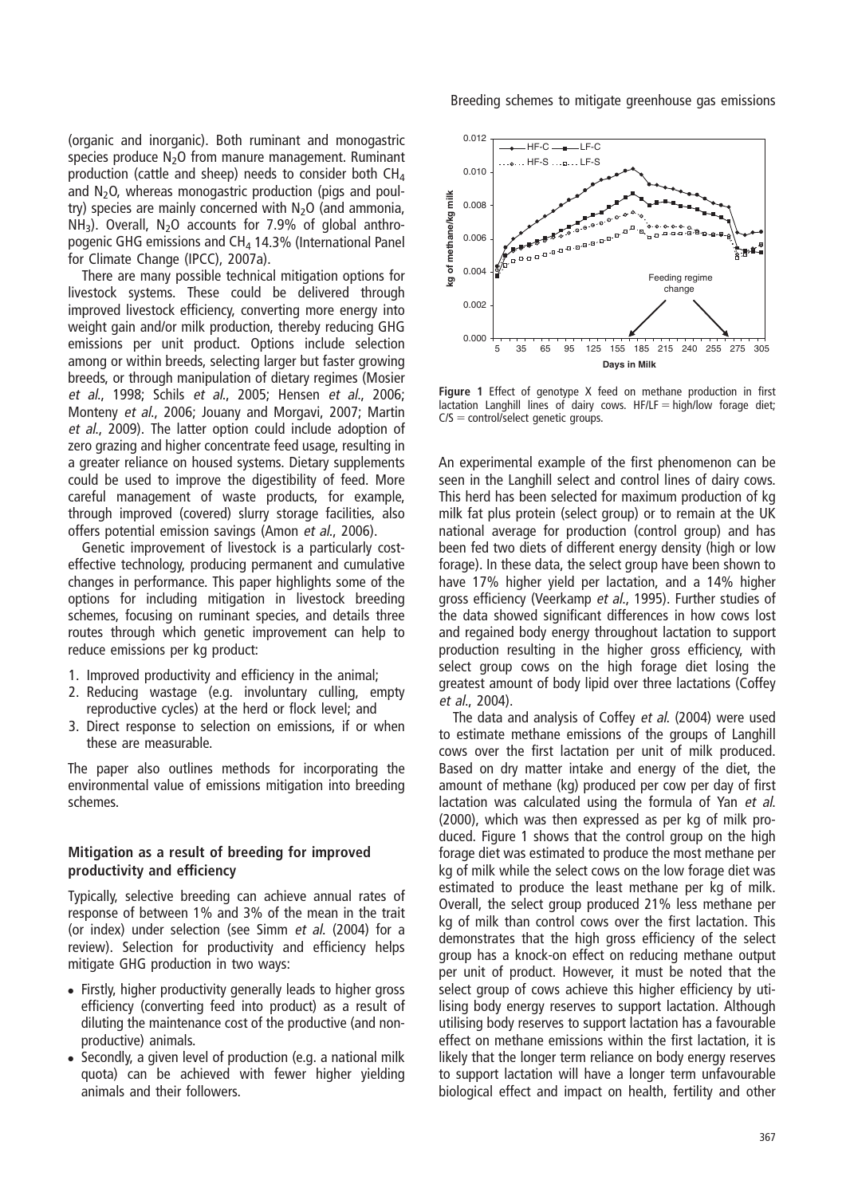(organic and inorganic). Both ruminant and monogastric species produce $N_2O$ from manure management. Ruminant production (cattle and sheep) needs to consider both $CH_4$ and $N_2O$, whereas monogastric production (pigs and poultry) species are mainly concerned with $N_2O$ (and ammonia, $NH_3$). Overall, $N_2O$ accounts for 7.9% of global anthropogenic GHG emissions and $CH_4$ 14.3% (International Panel for Climate Change (IPCC), 2007a).

There are many possible technical mitigation options for livestock systems. These could be delivered through improved livestock efficiency, converting more energy into weight gain and/or milk production, thereby reducing GHG emissions per unit product. Options include selection among or within breeds, selecting larger but faster growing breeds, or through manipulation of dietary regimes (Mosier *et al.*, 1998; Schils *et al.*, 2005; Hensen *et al.*, 2006; Monteny *et al.*, 2006; Jouany and Morgavi, 2007; Martin *et al.*, 2009). The latter option could include adoption of zero grazing and higher concentrate feed usage, resulting in a greater reliance on housed systems. Dietary supplements could be used to improve the digestibility of feed. More careful management of waste products, for example, through improved (covered) slurry storage facilities, also offers potential emission savings (Amon *et al.*, 2006).

Genetic improvement of livestock is a particularly cost-effective technology, producing permanent and cumulative changes in performance. This paper highlights some of the options for including mitigation in livestock breeding schemes, focusing on ruminant species, and details three routes through which genetic improvement can help to reduce emissions per kg product:

1. Improved productivity and efficiency in the animal;
2. Reducing wastage (e.g. involuntary culling, empty reproductive cycles) at the herd or flock level; and
3. Direct response to selection on emissions, if or when these are measurable.

The paper also outlines methods for incorporating the environmental value of emissions mitigation into breeding schemes.

## Mitigation as a result of breeding for improved productivity and efficiency

Typically, selective breeding can achieve annual rates of response of between 1% and 3% of the mean in the trait (or index) under selection (see Simm *et al.* (2004) for a review). Selection for productivity and efficiency helps mitigate GHG production in two ways:

- Firstly, higher productivity generally leads to higher gross efficiency (converting feed into product) as a result of diluting the maintenance cost of the productive (and non-productive) animals.
- Secondly, a given level of production (e.g. a national milk quota) can be achieved with fewer higher yielding animals and their followers.

**Figure 1** Effect of genotype X feed on methane production in first lactation Langhill lines of dairy cows. HF/LF = high/low forage diet; C/S = control/select genetic groups.

An experimental example of the first phenomenon can be seen in the Langhill select and control lines of dairy cows. This herd has been selected for maximum production of kg milk fat plus protein (select group) or to remain at the UK national average for production (control group) and has been fed two diets of different energy density (high or low forage). In these data, the select group have been shown to have 17% higher yield per lactation, and a 14% higher gross efficiency (Veerkamp *et al.*, 1995). Further studies of the data showed significant differences in how cows lost and regained body energy throughout lactation to support production resulting in the higher gross efficiency, with select group cows on the high forage diet losing the greatest amount of body lipid over three lactations (Coffey *et al.*, 2004).

The data and analysis of Coffey *et al.* (2004) were used to estimate methane emissions of the groups of Langhill cows over the first lactation per unit of milk produced. Based on dry matter intake and energy of the diet, the amount of methane (kg) produced per cow per day of first lactation was calculated using the formula of Yan *et al.* (2000), which was then expressed as per kg of milk produced. Figure 1 shows that the control group on the high forage diet was estimated to produce the most methane per kg of milk while the select cows on the low forage diet was estimated to produce the least methane per kg of milk. Overall, the select group produced 21% less methane per kg of milk than control cows over the first lactation. This demonstrates that the high gross efficiency of the select group has a knock-on effect on reducing methane output per unit of product. However, it must be noted that the select group of cows achieve this higher efficiency by utilising body energy reserves to support lactation. Although utilising body reserves to support lactation has a favourable effect on methane emissions within the first lactation, it is likely that the longer term reliance on body energy reserves to support lactation will have a longer term unfavourable biological effect and impact on health, fertility and other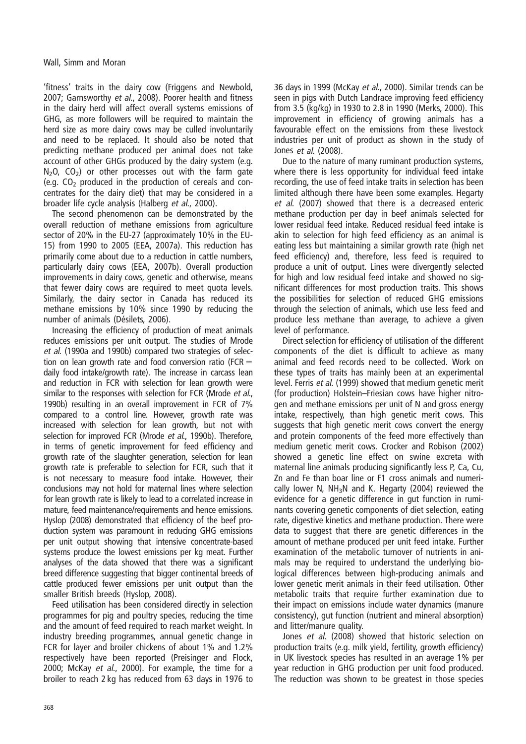'fitness' traits in the dairy cow (Friggens and Newbold, 2007; Garnsworthy *et al.*, 2008). Poorer health and fitness in the dairy herd will affect overall systems emissions of GHG, as more followers will be required to maintain the herd size as more dairy cows may be culled involuntarily and need to be replaced. It should also be noted that predicting methane produced per animal does not take account of other GHGs produced by the dairy system (e.g. $N_2O$, $CO_2$) or other processes out with the farm gate (e.g. $CO_2$ produced in the production of cereals and concentrates for the dairy diet) that may be considered in a broader life cycle analysis (Halberg *et al.*, 2000).

The second phenomenon can be demonstrated by the overall reduction of methane emissions from agriculture sector of 20% in the EU-27 (approximately 10% in the EU-15) from 1990 to 2005 (EEA, 2007a). This reduction has primarily come about due to a reduction in cattle numbers, particularly dairy cows (EEA, 2007b). Overall production improvements in dairy cows, genetic and otherwise, means that fewer dairy cows are required to meet quota levels. Similarly, the dairy sector in Canada has reduced its methane emissions by 10% since 1990 by reducing the number of animals (Désilets, 2006).

Increasing the efficiency of production of meat animals reduces emissions per unit output. The studies of Mrode *et al.* (1990a and 1990b) compared two strategies of selection on lean growth rate and food conversion ratio (FCR = daily food intake/growth rate). The increase in carcass lean and reduction in FCR with selection for lean growth were similar to the responses with selection for FCR (Mrode *et al.*, 1990b) resulting in an overall improvement in FCR of 7% compared to a control line. However, growth rate was increased with selection for lean growth, but not with selection for improved FCR (Mrode *et al.*, 1990b). Therefore, in terms of genetic improvement for feed efficiency and growth rate of the slaughter generation, selection for lean growth rate is preferable to selection for FCR, such that it is not necessary to measure food intake. However, their conclusions may not hold for maternal lines where selection for lean growth rate is likely to lead to a correlated increase in mature, feed maintenance/requirements and hence emissions. Hyslop (2008) demonstrated that efficiency of the beef production system was paramount in reducing GHG emissions per unit output showing that intensive concentrate-based systems produce the lowest emissions per kg meat. Further analyses of the data showed that there was a significant breed difference suggesting that bigger continental breeds of cattle produced fewer emissions per unit output than the smaller British breeds (Hyslop, 2008).

Feed utilisation has been considered directly in selection programmes for pig and poultry species, reducing the time and the amount of feed required to reach market weight. In industry breeding programmes, annual genetic change in FCR for layer and broiler chickens of about 1% and 1.2% respectively have been reported (Preisinger and Flock, 2000; McKay *et al.*, 2000). For example, the time for a broiler to reach 2 kg has reduced from 63 days in 1976 to 36 days in 1999 (McKay *et al.*, 2000). Similar trends can be seen in pigs with Dutch Landrace improving feed efficiency from 3.5 (kg/kg) in 1930 to 2.8 in 1990 (Merks, 2000). This improvement in efficiency of growing animals has a favourable effect on the emissions from these livestock industries per unit of product as shown in the study of Jones *et al.* (2008).

Due to the nature of many ruminant production systems, where there is less opportunity for individual feed intake recording, the use of feed intake traits in selection has been limited although there have been some examples. Hegarty *et al.* (2007) showed that there is a decreased enteric methane production per day in beef animals selected for lower residual feed intake. Reduced residual feed intake is akin to selection for high feed efficiency as an animal is eating less but maintaining a similar growth rate (high net feed efficiency) and, therefore, less feed is required to produce a unit of output. Lines were divergently selected for high and low residual feed intake and showed no significant differences for most production traits. This shows the possibilities for selection of reduced GHG emissions through the selection of animals, which use less feed and produce less methane than average, to achieve a given level of performance.

Direct selection for efficiency of utilisation of the different components of the diet is difficult to achieve as many animal and feed records need to be collected. Work on these types of traits has mainly been at an experimental level. Ferris *et al.* (1999) showed that medium genetic merit (for production) Holstein–Friesian cows have higher nitrogen and methane emissions per unit of N and gross energy intake, respectively, than high genetic merit cows. This suggests that high genetic merit cows convert the energy and protein components of the feed more effectively than medium genetic merit cows. Crocker and Robison (2002) showed a genetic line effect on swine excreta with maternal line animals producing significantly less P, Ca, Cu, Zn and Fe than boar line or F1 cross animals and numerically lower N, $NH_3N$ and K. Hegarty (2004) reviewed the evidence for a genetic difference in gut function in ruminants covering genetic components of diet selection, eating rate, digestive kinetics and methane production. There were data to suggest that there are genetic differences in the amount of methane produced per unit feed intake. Further examination of the metabolic turnover of nutrients in animals may be required to understand the underlying biological differences between high-producing animals and lower genetic merit animals in their feed utilisation. Other metabolic traits that require further examination due to their impact on emissions include water dynamics (manure consistency), gut function (nutrient and mineral absorption) and litter/manure quality.

Jones *et al.* (2008) showed that historic selection on production traits (e.g. milk yield, fertility, growth efficiency) in UK livestock species has resulted in an average 1% per year reduction in GHG production per unit food produced. The reduction was shown to be greatest in those species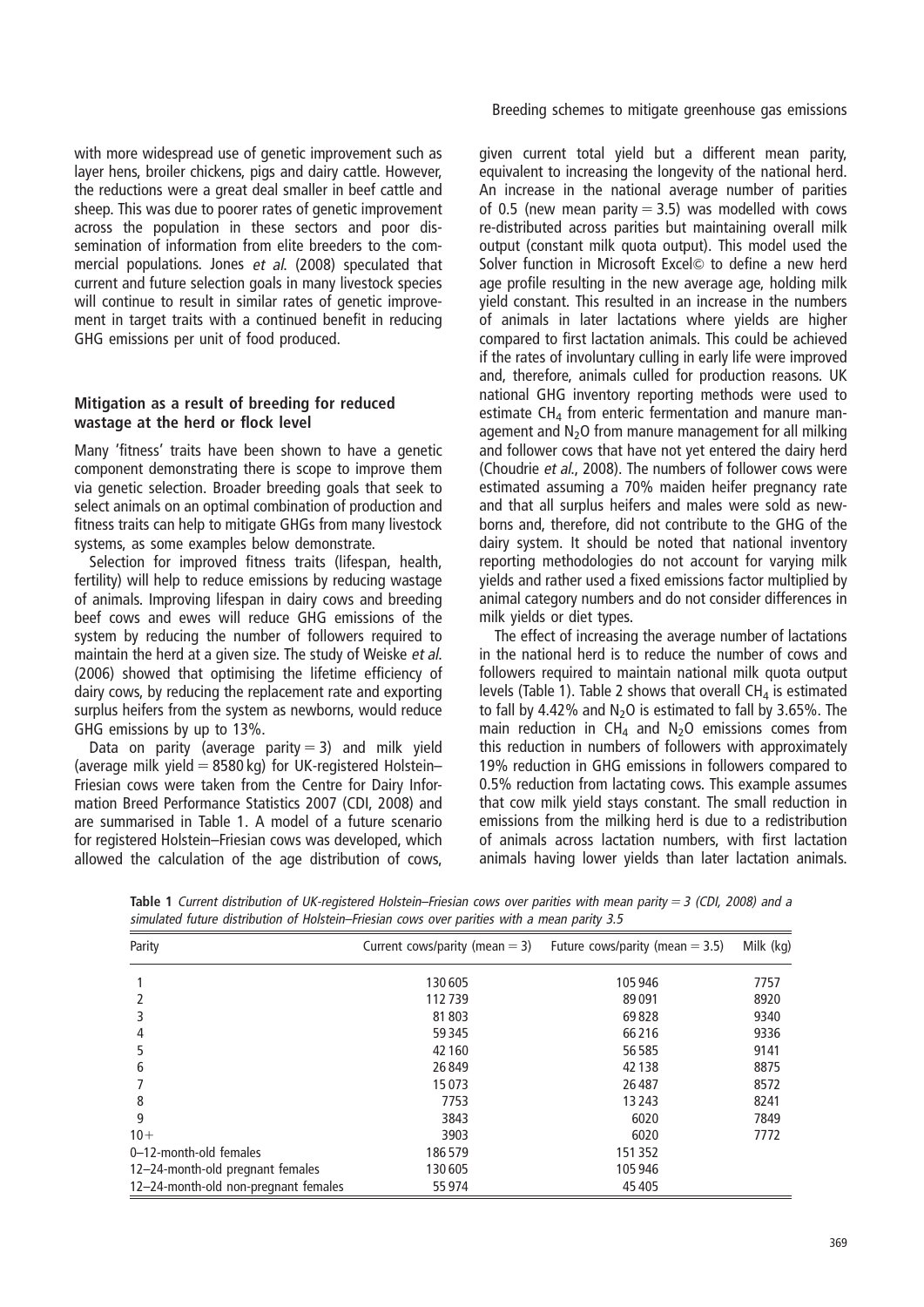with more widespread use of genetic improvement such as layer hens, broiler chickens, pigs and dairy cattle. However, the reductions were a great deal smaller in beef cattle and sheep. This was due to poorer rates of genetic improvement across the population in these sectors and poor dissemination of information from elite breeders to the commercial populations. Jones *et al.* (2008) speculated that current and future selection goals in many livestock species will continue to result in similar rates of genetic improvement in target traits with a continued benefit in reducing GHG emissions per unit of food produced.

### Mitigation as a result of breeding for reduced wastage at the herd or flock level

Many 'fitness' traits have been shown to have a genetic component demonstrating there is scope to improve them via genetic selection. Broader breeding goals that seek to select animals on an optimal combination of production and fitness traits can help to mitigate GHGs from many livestock systems, as some examples below demonstrate.

Selection for improved fitness traits (lifespan, health, fertility) will help to reduce emissions by reducing wastage of animals. Improving lifespan in dairy cows and breeding beef cows and ewes will reduce GHG emissions of the system by reducing the number of followers required to maintain the herd at a given size. The study of Weiske *et al.* (2006) showed that optimising the lifetime efficiency of dairy cows, by reducing the replacement rate and exporting surplus heifers from the system as newborns, would reduce GHG emissions by up to 13%.

Data on parity (average parity = 3) and milk yield (average milk yield = 8580 kg) for UK-registered Holstein–Friesian cows were taken from the Centre for Dairy Information Breed Performance Statistics 2007 (CDI, 2008) and are summarised in Table 1. A model of a future scenario for registered Holstein–Friesian cows was developed, which allowed the calculation of the age distribution of cows, given current total yield but a different mean parity, equivalent to increasing the longevity of the national herd. An increase in the national average number of parities of 0.5 (new mean parity = 3.5) was modelled with cows re-distributed across parities but maintaining overall milk output (constant milk quota output). This model used the Solver function in Microsoft Excel© to define a new herd age profile resulting in the new average age, holding milk yield constant. This resulted in an increase in the numbers of animals in later lactations where yields are higher compared to first lactation animals. This could be achieved if the rates of involuntary culling in early life were improved and, therefore, animals culled for production reasons. UK national GHG inventory reporting methods were used to estimate $CH_4$ from enteric fermentation and manure management and $N_2O$ from manure management for all milking and follower cows that have not yet entered the dairy herd (Choudrie *et al.*, 2008). The numbers of follower cows were estimated assuming a 70% maiden heifer pregnancy rate and that all surplus heifers and males were sold as newborns and, therefore, did not contribute to the GHG of the dairy system. It should be noted that national inventory reporting methodologies do not account for varying milk yields and rather used a fixed emissions factor multiplied by animal category numbers and do not consider differences in milk yields or diet types.

The effect of increasing the average number of lactations in the national herd is to reduce the number of cows and followers required to maintain national milk quota output levels (Table 1). Table 2 shows that overall $CH_4$ is estimated to fall by 4.42% and $N_2O$ is estimated to fall by 3.65%. The main reduction in $CH_4$ and $N_2O$ emissions comes from this reduction in numbers of followers with approximately 19% reduction in GHG emissions in followers compared to 0.5% reduction from lactating cows. This example assumes that cow milk yield stays constant. The small reduction in emissions from the milking herd is due to a redistribution of animals across lactation numbers, with first lactation animals having lower yields than later lactation animals.

**Table 1** *Current distribution of UK-registered Holstein–Friesian cows over parities with mean parity = 3 (CDI, 2008) and a simulated future distribution of Holstein–Friesian cows over parities with a mean parity 3.5*

| Parity | Current cows/parity (mean = 3) | Future cows/parity (mean = 3.5) | Milk (kg) |
|---|---|---|---|
| 1 | 130 605 | 105 946 | 7757 |
| 2 | 112 739 | 89 091 | 8920 |
| 3 | 81 803 | 69 828 | 9340 |
| 4 | 59 345 | 66 216 | 9336 |
| 5 | 42 160 | 56 585 | 9141 |
| 6 | 26 849 | 42 138 | 8875 |
| 7 | 15 073 | 26 487 | 8572 |
| 8 | 7753 | 13 243 | 8241 |
| 9 | 3843 | 6020 | 7849 |
| 10+ | 3903 | 6020 | 7772 |
| 0–12-month-old females | 186 579 | 151 352 | |
| 12–24-month-old pregnant females | 130 605 | 105 946 | |
| 12–24-month-old non-pregnant females | 55 974 | 45 405 | |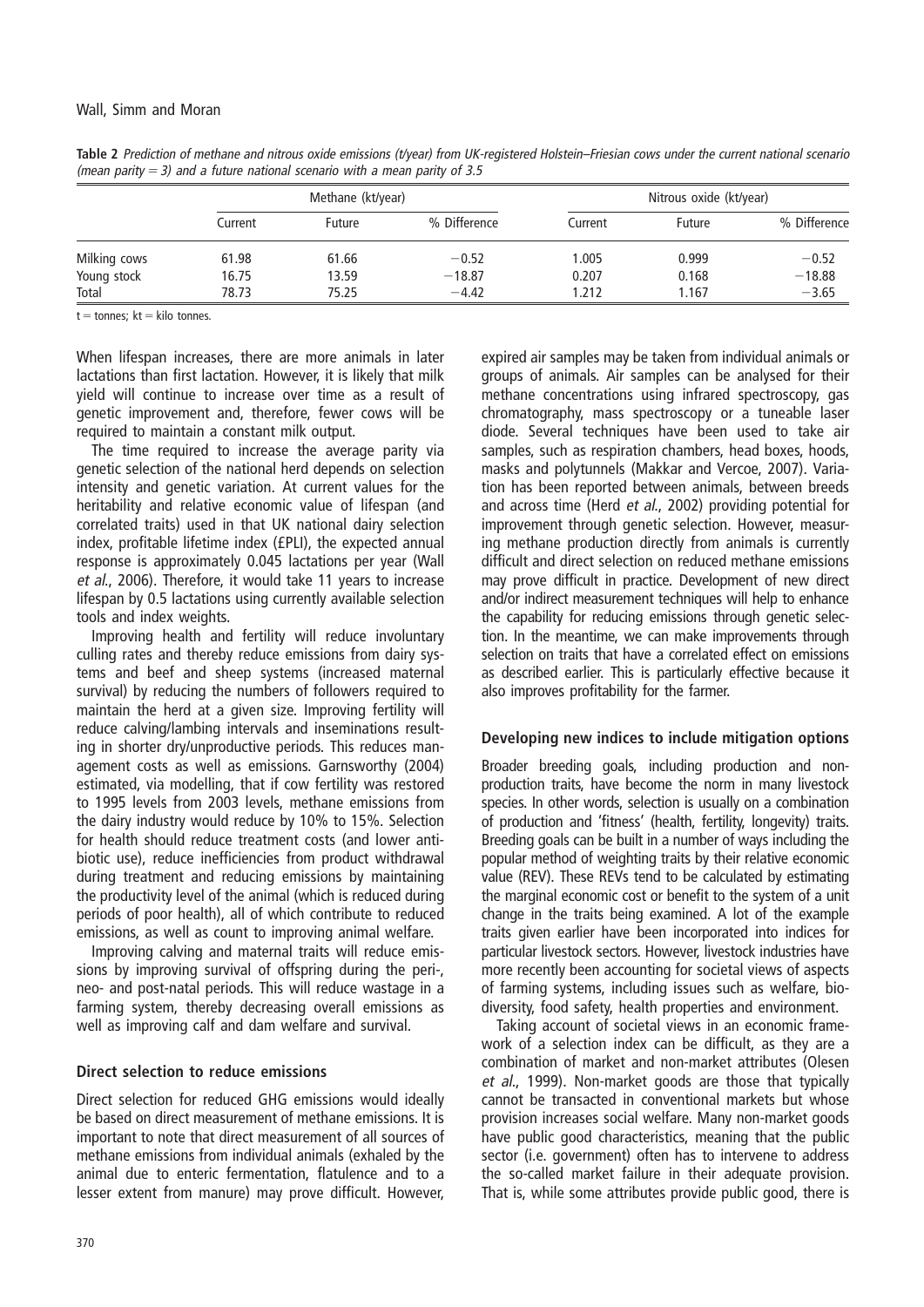**Table 2** *Prediction of methane and nitrous oxide emissions (t/year) from UK-registered Holstein–Friesian cows under the current national scenario (mean parity = 3) and a future national scenario with a mean parity of 3.5*

| | Methane (kt/year) | | | Nitrous oxide (kt/year) | | |
|---|---|---|---|---|---|---|
| | Current | Future | % Difference | Current | Future | % Difference |
| Milking cows | 61.98 | 61.66 | −0.52 | 1.005 | 0.999 | −0.52 |
| Young stock | 16.75 | 13.59 | −18.87 | 0.207 | 0.168 | −18.88 |
| Total | 78.73 | 75.25 | −4.42 | 1.212 | 1.167 | −3.65 |

t = tonnes; kt = kilo tonnes.

When lifespan increases, there are more animals in later lactations than first lactation. However, it is likely that milk yield will continue to increase over time as a result of genetic improvement and, therefore, fewer cows will be required to maintain a constant milk output.

The time required to increase the average parity via genetic selection of the national herd depends on selection intensity and genetic variation. At current values for the heritability and relative economic value of lifespan (and correlated traits) used in that UK national dairy selection index, profitable lifetime index (£PLI), the expected annual response is approximately 0.045 lactations per year (Wall *et al.*, 2006). Therefore, it would take 11 years to increase lifespan by 0.5 lactations using currently available selection tools and index weights.

Improving health and fertility will reduce involuntary culling rates and thereby reduce emissions from dairy systems and beef and sheep systems (increased maternal survival) by reducing the numbers of followers required to maintain the herd at a given size. Improving fertility will reduce calving/lambing intervals and inseminations resulting in shorter dry/unproductive periods. This reduces management costs as well as emissions. Garnsworthy (2004) estimated, via modelling, that if cow fertility was restored to 1995 levels from 2003 levels, methane emissions from the dairy industry would reduce by 10% to 15%. Selection for health should reduce treatment costs (and lower antibiotic use), reduce inefficiencies from product withdrawal during treatment and reducing emissions by maintaining the productivity level of the animal (which is reduced during periods of poor health), all of which contribute to reduced emissions, as well as count to improving animal welfare.

Improving calving and maternal traits will reduce emissions by improving survival of offspring during the peri-, neo- and post-natal periods. This will reduce wastage in a farming system, thereby decreasing overall emissions as well as improving calf and dam welfare and survival.

## Direct selection to reduce emissions

Direct selection for reduced GHG emissions would ideally be based on direct measurement of methane emissions. It is important to note that direct measurement of all sources of methane emissions from individual animals (exhaled by the animal due to enteric fermentation, flatulence and to a lesser extent from manure) may prove difficult. However, expired air samples may be taken from individual animals or groups of animals. Air samples can be analysed for their methane concentrations using infrared spectroscopy, gas chromatography, mass spectroscopy or a tuneable laser diode. Several techniques have been used to take air samples, such as respiration chambers, head boxes, hoods, masks and polytunnels (Makkar and Vercoe, 2007). Variation has been reported between animals, between breeds and across time (Herd *et al.*, 2002) providing potential for improvement through genetic selection. However, measuring methane production directly from animals is currently difficult and direct selection on reduced methane emissions may prove difficult in practice. Development of new direct and/or indirect measurement techniques will help to enhance the capability for reducing emissions through genetic selection. In the meantime, we can make improvements through selection on traits that have a correlated effect on emissions as described earlier. This is particularly effective because it also improves profitability for the farmer.

## Developing new indices to include mitigation options

Broader breeding goals, including production and non-production traits, have become the norm in many livestock species. In other words, selection is usually on a combination of production and 'fitness' (health, fertility, longevity) traits. Breeding goals can be built in a number of ways including the popular method of weighting traits by their relative economic value (REV). These REVs tend to be calculated by estimating the marginal economic cost or benefit to the system of a unit change in the traits being examined. A lot of the example traits given earlier have been incorporated into indices for particular livestock sectors. However, livestock industries have more recently been accounting for societal views of aspects of farming systems, including issues such as welfare, biodiversity, food safety, health properties and environment.

Taking account of societal views in an economic framework of a selection index can be difficult, as they are a combination of market and non-market attributes (Olesen *et al.*, 1999). Non-market goods are those that typically cannot be transacted in conventional markets but whose provision increases social welfare. Many non-market goods have public good characteristics, meaning that the public sector (i.e. government) often has to intervene to address the so-called market failure in their adequate provision. That is, while some attributes provide public good, there is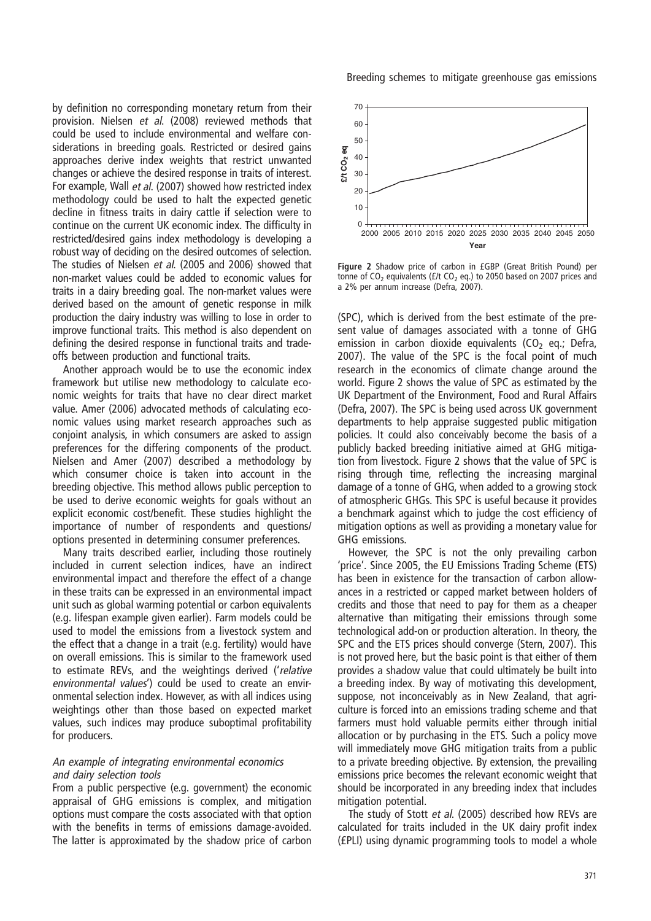by definition no corresponding monetary return from their provision. Nielsen *et al.* (2008) reviewed methods that could be used to include environmental and welfare considerations in breeding goals. Restricted or desired gains approaches derive index weights that restrict unwanted changes or achieve the desired response in traits of interest. For example, Wall *et al.* (2007) showed how restricted index methodology could be used to halt the expected genetic decline in fitness traits in dairy cattle if selection were to continue on the current UK economic index. The difficulty in restricted/desired gains index methodology is developing a robust way of deciding on the desired outcomes of selection. The studies of Nielsen *et al.* (2005 and 2006) showed that non-market values could be added to economic values for traits in a dairy breeding goal. The non-market values were derived based on the amount of genetic response in milk production the dairy industry was willing to lose in order to improve functional traits. This method is also dependent on defining the desired response in functional traits and trade-offs between production and functional traits.

Another approach would be to use the economic index framework but utilise new methodology to calculate economic weights for traits that have no clear direct market value. Amer (2006) advocated methods of calculating economic values using market research approaches such as conjoint analysis, in which consumers are asked to assign preferences for the differing components of the product. Nielsen and Amer (2007) described a methodology by which consumer choice is taken into account in the breeding objective. This method allows public perception to be used to derive economic weights for goals without an explicit economic cost/benefit. These studies highlight the importance of number of respondents and questions/options presented in determining consumer preferences.

Many traits described earlier, including those routinely included in current selection indices, have an indirect environmental impact and therefore the effect of a change in these traits can be expressed in an environmental impact unit such as global warming potential or carbon equivalents (e.g. lifespan example given earlier). Farm models could be used to model the emissions from a livestock system and the effect that a change in a trait (e.g. fertility) would have on overall emissions. This is similar to the framework used to estimate REVs, and the weightings derived ('*relative environmental values*') could be used to create an environmental selection index. However, as with all indices using weightings other than those based on expected market values, such indices may produce suboptimal profitability for producers.

### *An example of integrating environmental economics and dairy selection tools*

From a public perspective (e.g. government) the economic appraisal of GHG emissions is complex, and mitigation options must compare the costs associated with that option with the benefits in terms of emissions damage-avoided. The latter is approximated by the shadow price of carbon (SPC), which is derived from the best estimate of the present value of damages associated with a tonne of GHG emission in carbon dioxide equivalents ($CO_2$ eq.; Defra, 2007). The value of the SPC is the focal point of much research in the economics of climate change around the world. Figure 2 shows the value of SPC as estimated by the UK Department of the Environment, Food and Rural Affairs (Defra, 2007). The SPC is being used across UK government departments to help appraise suggested public mitigation policies. It could also conceivably become the basis of a publicly backed breeding initiative aimed at GHG mitigation from livestock. Figure 2 shows that the value of SPC is rising through time, reflecting the increasing marginal damage of a tonne of GHG, when added to a growing stock of atmospheric GHGs. This SPC is useful because it provides a benchmark against which to judge the cost efficiency of mitigation options as well as providing a monetary value for GHG emissions.

£/t $CO_2$ eq

70
60
50
40
30
20
10
0

2000 2005 2010 2015 2020 2025 2030 2035 2040 2045 2050

Year

**Figure 2** Shadow price of carbon in £GBP (Great British Pound) per tonne of $CO_2$ equivalents (£/t $CO_2$ eq.) to 2050 based on 2007 prices and a 2% per annum increase (Defra, 2007).

However, the SPC is not the only prevailing carbon 'price'. Since 2005, the EU Emissions Trading Scheme (ETS) has been in existence for the transaction of carbon allowances in a restricted or capped market between holders of credits and those that need to pay for them as a cheaper alternative than mitigating their emissions through some technological add-on or production alteration. In theory, the SPC and the ETS prices should converge (Stern, 2007). This is not proved here, but the basic point is that either of them provides a shadow value that could ultimately be built into a breeding index. By way of motivating this development, suppose, not inconceivably as in New Zealand, that agriculture is forced into an emissions trading scheme and that farmers must hold valuable permits either through initial allocation or by purchasing in the ETS. Such a policy move will immediately move GHG mitigation traits from a public to a private breeding objective. By extension, the prevailing emissions price becomes the relevant economic weight that should be incorporated in any breeding index that includes mitigation potential.

The study of Stott *et al.* (2005) described how REVs are calculated for traits included in the UK dairy profit index (£PLI) using dynamic programming tools to model a whole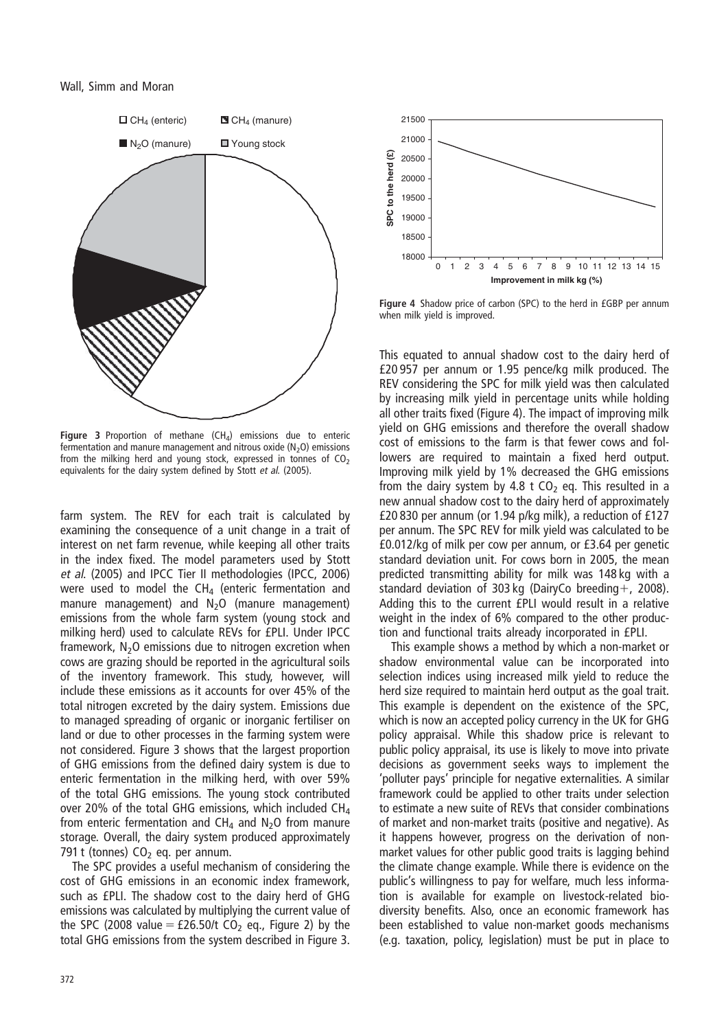Figure 3 Proportion of methane ($CH_4$) emissions due to enteric fermentation and manure management and nitrous oxide ($N_2O$) emissions from the milking herd and young stock, expressed in tonnes of $CO_2$ equivalents for the dairy system defined by Stott *et al.* (2005).

farm system. The REV for each trait is calculated by examining the consequence of a unit change in a trait of interest on net farm revenue, while keeping all other traits in the index fixed. The model parameters used by Stott *et al.* (2005) and IPCC Tier II methodologies (IPCC, 2006) were used to model the $CH_4$ (enteric fermentation and manure management) and $N_2O$ (manure management) emissions from the whole farm system (young stock and milking herd) used to calculate REVs for £PLI. Under IPCC framework, $N_2O$ emissions due to nitrogen excretion when cows are grazing should be reported in the agricultural soils of the inventory framework. This study, however, will include these emissions as it accounts for over 45% of the total nitrogen excreted by the dairy system. Emissions due to managed spreading of organic or inorganic fertiliser on land or due to other processes in the farming system were not considered. Figure 3 shows that the largest proportion of GHG emissions from the defined dairy system is due to enteric fermentation in the milking herd, with over 59% of the total GHG emissions. The young stock contributed over 20% of the total GHG emissions, which included $CH_4$ from enteric fermentation and $CH_4$ and $N_2O$ from manure storage. Overall, the dairy system produced approximately 791 t (tonnes) $CO_2$ eq. per annum.

The SPC provides a useful mechanism of considering the cost of GHG emissions in an economic index framework, such as £PLI. The shadow cost to the dairy herd of GHG emissions was calculated by multiplying the current value of the SPC (2008 value = £26.50/t $CO_2$ eq., Figure 2) by the total GHG emissions from the system described in Figure 3.

Figure 4 Shadow price of carbon (SPC) to the herd in £GBP per annum when milk yield is improved.

This equated to annual shadow cost to the dairy herd of £20 957 per annum or 1.95 pence/kg milk produced. The REV considering the SPC for milk yield was then calculated by increasing milk yield in percentage units while holding all other traits fixed (Figure 4). The impact of improving milk yield on GHG emissions and therefore the overall shadow cost of emissions to the farm is that fewer cows and followers are required to maintain a fixed herd output. Improving milk yield by 1% decreased the GHG emissions from the dairy system by 4.8 t $CO_2$ eq. This resulted in a new annual shadow cost to the dairy herd of approximately £20 830 per annum (or 1.94 p/kg milk), a reduction of £127 per annum. The SPC REV for milk yield was calculated to be £0.012/kg of milk per cow per annum, or £3.64 per genetic standard deviation unit. For cows born in 2005, the mean predicted transmitting ability for milk was 148 kg with a standard deviation of 303 kg (DairyCo breeding+, 2008). Adding this to the current £PLI would result in a relative weight in the index of 6% compared to the other production and functional traits already incorporated in £PLI.

This example shows a method by which a non-market or shadow environmental value can be incorporated into selection indices using increased milk yield to reduce the herd size required to maintain herd output as the goal trait. This example is dependent on the existence of the SPC, which is now an accepted policy currency in the UK for GHG policy appraisal. While this shadow price is relevant to public policy appraisal, its use is likely to move into private decisions as government seeks ways to implement the 'polluter pays' principle for negative externalities. A similar framework could be applied to other traits under selection to estimate a new suite of REVs that consider combinations of market and non-market traits (positive and negative). As it happens however, progress on the derivation of non-market values for other public good traits is lagging behind the climate change example. While there is evidence on the public's willingness to pay for welfare, much less information is available for example on livestock-related biodiversity benefits. Also, once an economic framework has been established to value non-market goods mechanisms (e.g. taxation, policy, legislation) must be put in place to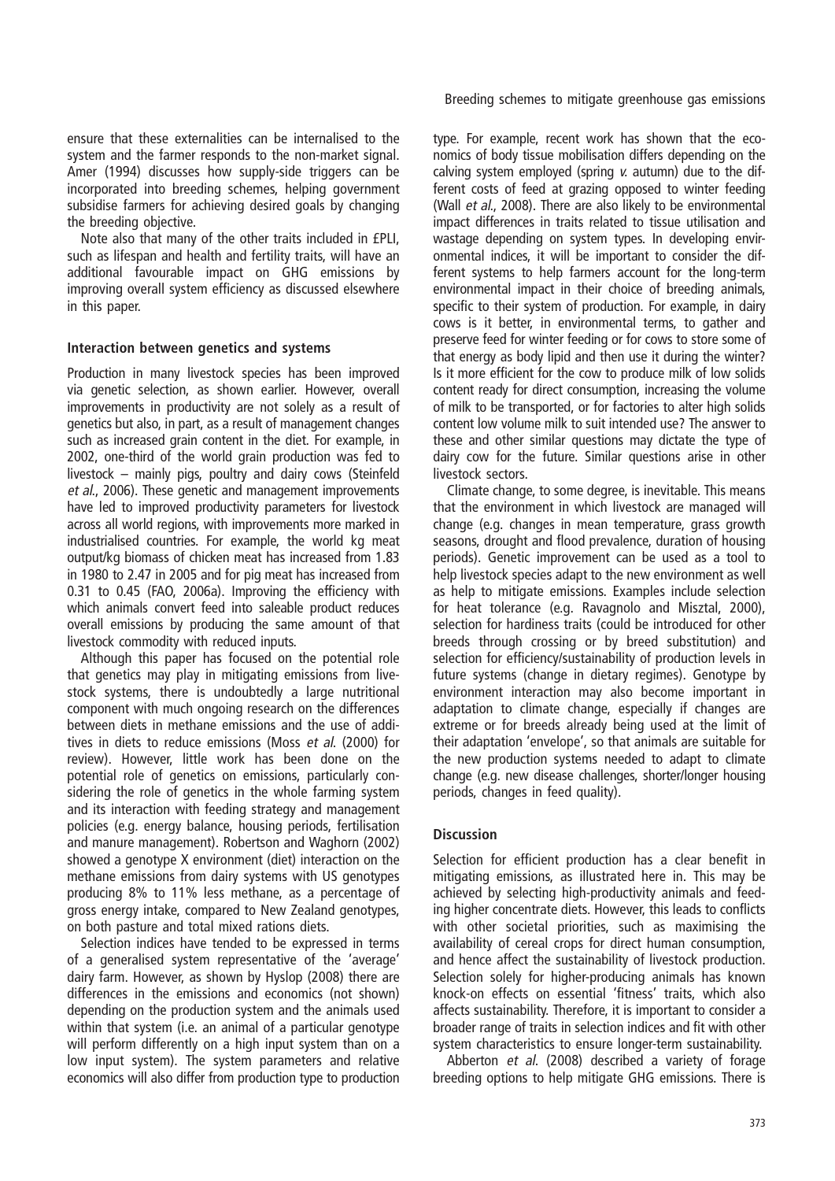ensure that these externalities can be internalised to the system and the farmer responds to the non-market signal. Amer (1994) discusses how supply-side triggers can be incorporated into breeding schemes, helping government subsidise farmers for achieving desired goals by changing the breeding objective.

Note also that many of the other traits included in £PLI, such as lifespan and health and fertility traits, will have an additional favourable impact on GHG emissions by improving overall system efficiency as discussed elsewhere in this paper.

### Interaction between genetics and systems

Production in many livestock species has been improved via genetic selection, as shown earlier. However, overall improvements in productivity are not solely as a result of genetics but also, in part, as a result of management changes such as increased grain content in the diet. For example, in 2002, one-third of the world grain production was fed to livestock – mainly pigs, poultry and dairy cows (Steinfeld *et al.*, 2006). These genetic and management improvements have led to improved productivity parameters for livestock across all world regions, with improvements more marked in industrialised countries. For example, the world kg meat output/kg biomass of chicken meat has increased from 1.83 in 1980 to 2.47 in 2005 and for pig meat has increased from 0.31 to 0.45 (FAO, 2006a). Improving the efficiency with which animals convert feed into saleable product reduces overall emissions by producing the same amount of that livestock commodity with reduced inputs.

Although this paper has focused on the potential role that genetics may play in mitigating emissions from livestock systems, there is undoubtedly a large nutritional component with much ongoing research on the differences between diets in methane emissions and the use of additives in diets to reduce emissions (Moss *et al.* (2000) for review). However, little work has been done on the potential role of genetics on emissions, particularly considering the role of genetics in the whole farming system and its interaction with feeding strategy and management policies (e.g. energy balance, housing periods, fertilisation and manure management). Robertson and Waghorn (2002) showed a genotype X environment (diet) interaction on the methane emissions from dairy systems with US genotypes producing 8% to 11% less methane, as a percentage of gross energy intake, compared to New Zealand genotypes, on both pasture and total mixed rations diets.

Selection indices have tended to be expressed in terms of a generalised system representative of the 'average' dairy farm. However, as shown by Hyslop (2008) there are differences in the emissions and economics (not shown) depending on the production system and the animals used within that system (i.e. an animal of a particular genotype will perform differently on a high input system than on a low input system). The system parameters and relative economics will also differ from production type to production type. For example, recent work has shown that the economics of body tissue mobilisation differs depending on the calving system employed (spring *v.* autumn) due to the different costs of feed at grazing opposed to winter feeding (Wall *et al.*, 2008). There are also likely to be environmental impact differences in traits related to tissue utilisation and wastage depending on system types. In developing environmental indices, it will be important to consider the different systems to help farmers account for the long-term environmental impact in their choice of breeding animals, specific to their system of production. For example, in dairy cows is it better, in environmental terms, to gather and preserve feed for winter feeding or for cows to store some of that energy as body lipid and then use it during the winter? Is it more efficient for the cow to produce milk of low solids content ready for direct consumption, increasing the volume of milk to be transported, or for factories to alter high solids content low volume milk to suit intended use? The answer to these and other similar questions may dictate the type of dairy cow for the future. Similar questions arise in other livestock sectors.

Climate change, to some degree, is inevitable. This means that the environment in which livestock are managed will change (e.g. changes in mean temperature, grass growth seasons, drought and flood prevalence, duration of housing periods). Genetic improvement can be used as a tool to help livestock species adapt to the new environment as well as help to mitigate emissions. Examples include selection for heat tolerance (e.g. Ravagnolo and Misztal, 2000), selection for hardiness traits (could be introduced for other breeds through crossing or by breed substitution) and selection for efficiency/sustainability of production levels in future systems (change in dietary regimes). Genotype by environment interaction may also become important in adaptation to climate change, especially if changes are extreme or for breeds already being used at the limit of their adaptation 'envelope', so that animals are suitable for the new production systems needed to adapt to climate change (e.g. new disease challenges, shorter/longer housing periods, changes in feed quality).

## Discussion

Selection for efficient production has a clear benefit in mitigating emissions, as illustrated here in. This may be achieved by selecting high-productivity animals and feeding higher concentrate diets. However, this leads to conflicts with other societal priorities, such as maximising the availability of cereal crops for direct human consumption, and hence affect the sustainability of livestock production. Selection solely for higher-producing animals has known knock-on effects on essential 'fitness' traits, which also affects sustainability. Therefore, it is important to consider a broader range of traits in selection indices and fit with other system characteristics to ensure longer-term sustainability.

Abberton *et al.* (2008) described a variety of forage breeding options to help mitigate GHG emissions. There is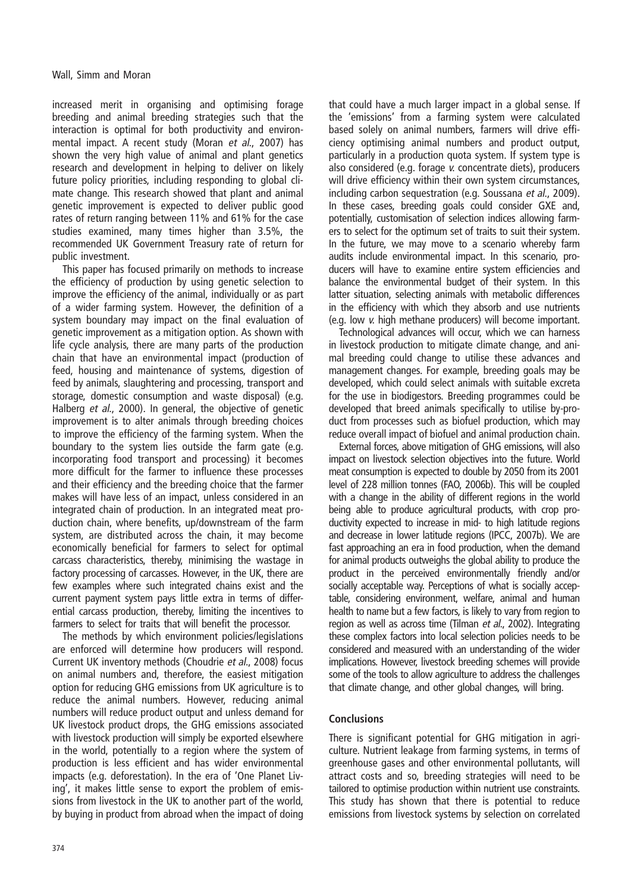increased merit in organising and optimising forage breeding and animal breeding strategies such that the interaction is optimal for both productivity and environmental impact. A recent study (Moran *et al*., 2007) has shown the very high value of animal and plant genetics research and development in helping to deliver on likely future policy priorities, including responding to global climate change. This research showed that plant and animal genetic improvement is expected to deliver public good rates of return ranging between 11% and 61% for the case studies examined, many times higher than 3.5%, the recommended UK Government Treasury rate of return for public investment.

This paper has focused primarily on methods to increase the efficiency of production by using genetic selection to improve the efficiency of the animal, individually or as part of a wider farming system. However, the definition of a system boundary may impact on the final evaluation of genetic improvement as a mitigation option. As shown with life cycle analysis, there are many parts of the production chain that have an environmental impact (production of feed, housing and maintenance of systems, digestion of feed by animals, slaughtering and processing, transport and storage, domestic consumption and waste disposal) (e.g. Halberg *et al*., 2000). In general, the objective of genetic improvement is to alter animals through breeding choices to improve the efficiency of the farming system. When the boundary to the system lies outside the farm gate (e.g. incorporating food transport and processing) it becomes more difficult for the farmer to influence these processes and their efficiency and the breeding choice that the farmer makes will have less of an impact, unless considered in an integrated chain of production. In an integrated meat production chain, where benefits, up/downstream of the farm system, are distributed across the chain, it may become economically beneficial for farmers to select for optimal carcass characteristics, thereby, minimising the wastage in factory processing of carcasses. However, in the UK, there are few examples where such integrated chains exist and the current payment system pays little extra in terms of differential carcass production, thereby, limiting the incentives to farmers to select for traits that will benefit the processor.

The methods by which environment policies/legislations are enforced will determine how producers will respond. Current UK inventory methods (Choudrie *et al*., 2008) focus on animal numbers and, therefore, the easiest mitigation option for reducing GHG emissions from UK agriculture is to reduce the animal numbers. However, reducing animal numbers will reduce product output and unless demand for UK livestock product drops, the GHG emissions associated with livestock production will simply be exported elsewhere in the world, potentially to a region where the system of production is less efficient and has wider environmental impacts (e.g. deforestation). In the era of 'One Planet Living', it makes little sense to export the problem of emissions from livestock in the UK to another part of the world, by buying in product from abroad when the impact of doing that could have a much larger impact in a global sense. If the 'emissions' from a farming system were calculated based solely on animal numbers, farmers will drive efficiency optimising animal numbers and product output, particularly in a production quota system. If system type is also considered (e.g. forage *v.* concentrate diets), producers will drive efficiency within their own system circumstances, including carbon sequestration (e.g. Soussana *et al*., 2009). In these cases, breeding goals could consider GXE and, potentially, customisation of selection indices allowing farmers to select for the optimum set of traits to suit their system. In the future, we may move to a scenario whereby farm audits include environmental impact. In this scenario, producers will have to examine entire system efficiencies and balance the environmental budget of their system. In this latter situation, selecting animals with metabolic differences in the efficiency with which they absorb and use nutrients (e.g. low *v.* high methane producers) will become important.

Technological advances will occur, which we can harness in livestock production to mitigate climate change, and animal breeding could change to utilise these advances and management changes. For example, breeding goals may be developed, which could select animals with suitable excreta for the use in biodigestors. Breeding programmes could be developed that breed animals specifically to utilise by-product from processes such as biofuel production, which may reduce overall impact of biofuel and animal production chain.

External forces, above mitigation of GHG emissions, will also impact on livestock selection objectives into the future. World meat consumption is expected to double by 2050 from its 2001 level of 228 million tonnes (FAO, 2006b). This will be coupled with a change in the ability of different regions in the world being able to produce agricultural products, with crop productivity expected to increase in mid- to high latitude regions and decrease in lower latitude regions (IPCC, 2007b). We are fast approaching an era in food production, when the demand for animal products outweighs the global ability to produce the product in the perceived environmentally friendly and/or socially acceptable way. Perceptions of what is socially acceptable, considering environment, welfare, animal and human health to name but a few factors, is likely to vary from region to region as well as across time (Tilman *et al*., 2002). Integrating these complex factors into local selection policies needs to be considered and measured with an understanding of the wider implications. However, livestock breeding schemes will provide some of the tools to allow agriculture to address the challenges that climate change, and other global changes, will bring.

## Conclusions

There is significant potential for GHG mitigation in agriculture. Nutrient leakage from farming systems, in terms of greenhouse gases and other environmental pollutants, will attract costs and so, breeding strategies will need to be tailored to optimise production within nutrient use constraints. This study has shown that there is potential to reduce emissions from livestock systems by selection on correlated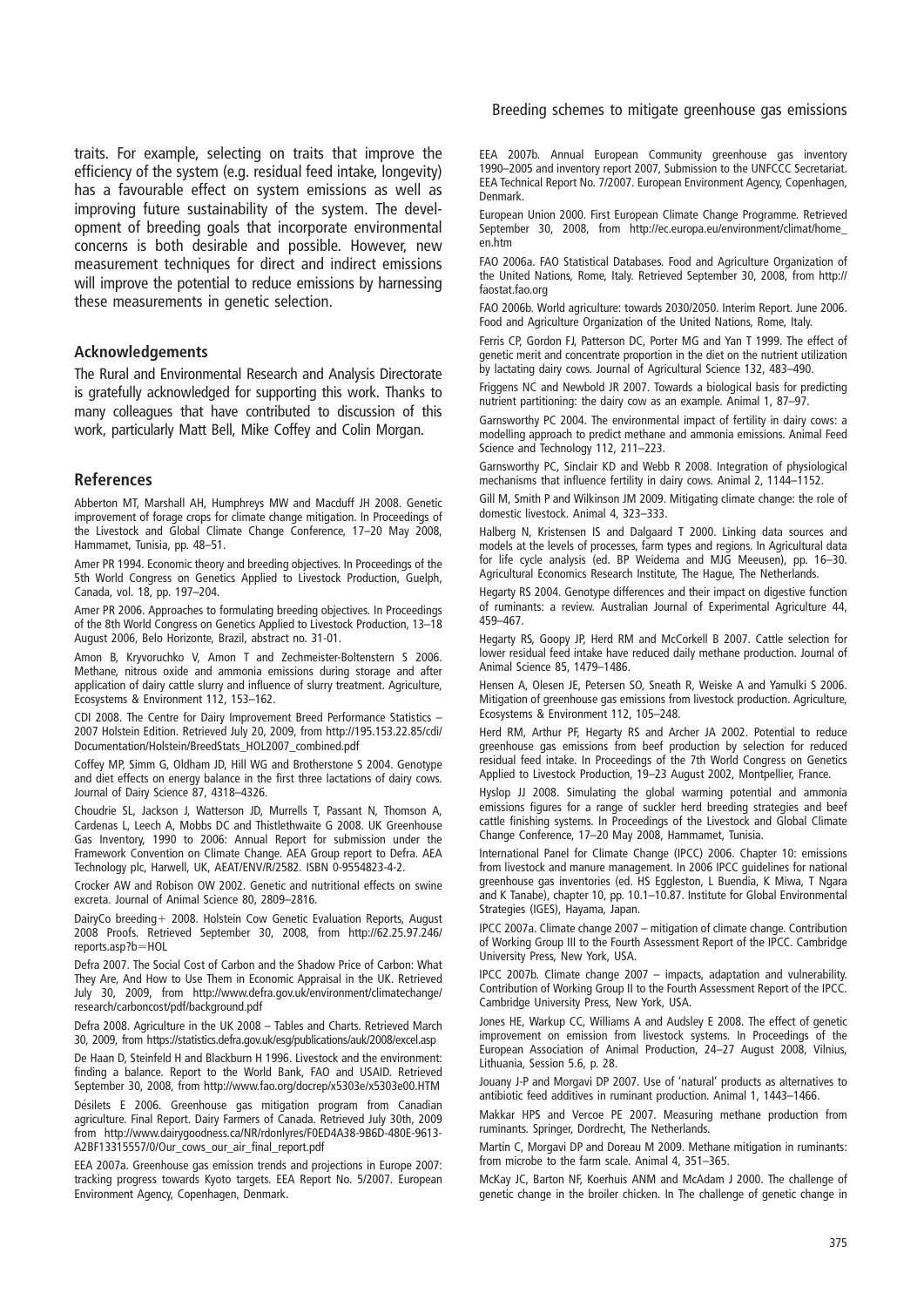traits. For example, selecting on traits that improve the efficiency of the system (e.g. residual feed intake, longevity) has a favourable effect on system emissions as well as improving future sustainability of the system. The development of breeding goals that incorporate environmental concerns is both desirable and possible. However, new measurement techniques for direct and indirect emissions will improve the potential to reduce emissions by harnessing these measurements in genetic selection.

## Acknowledgements

The Rural and Environmental Research and Analysis Directorate is gratefully acknowledged for supporting this work. Thanks to many colleagues that have contributed to discussion of this work, particularly Matt Bell, Mike Coffey and Colin Morgan.

## References

Abberton MT, Marshall AH, Humphreys MW and Macduff JH 2008. Genetic improvement of forage crops for climate change mitigation. In Proceedings of the Livestock and Global Climate Change Conference, 17–20 May 2008, Hammamet, Tunisia, pp. 48–51.

Amer PR 1994. Economic theory and breeding objectives. In Proceedings of the 5th World Congress on Genetics Applied to Livestock Production, Guelph, Canada, vol. 18, pp. 197–204.

Amer PR 2006. Approaches to formulating breeding objectives. In Proceedings of the 8th World Congress on Genetics Applied to Livestock Production, 13–18 August 2006, Belo Horizonte, Brazil, abstract no. 31-01.

Amon B, Kryvoruchko V, Amon T and Zechmeister-Boltenstern S 2006. Methane, nitrous oxide and ammonia emissions during storage and after application of dairy cattle slurry and influence of slurry treatment. Agriculture, Ecosystems & Environment 112, 153–162.

CDI 2008. The Centre for Dairy Improvement Breed Performance Statistics – 2007 Holstein Edition. Retrieved July 20, 2009, from http://195.153.22.85/cdi/Documentation/Holstein/BreedStats_HOL2007_combined.pdf

Coffey MP, Simm G, Oldham JD, Hill WG and Brotherstone S 2004. Genotype and diet effects on energy balance in the first three lactations of dairy cows. Journal of Dairy Science 87, 4318–4326.

Choudrie SL, Jackson J, Watterson JD, Murrells T, Passant N, Thomson A, Cardenas L, Leech A, Mobbs DC and Thistlethwaite G 2008. UK Greenhouse Gas Inventory, 1990 to 2006: Annual Report for submission under the Framework Convention on Climate Change. AEA Group report to Defra. AEA Technology plc, Harwell, UK, AEAT/ENV/R/2582. ISBN 0-9554823-4-2.

Crocker AW and Robison OW 2002. Genetic and nutritional effects on swine excreta. Journal of Animal Science 80, 2809–2816.

DairyCo breeding+ 2008. Holstein Cow Genetic Evaluation Reports, August 2008 Proofs. Retrieved September 30, 2008, from http://62.25.97.246/reports.asp?b=HOL

Defra 2007. The Social Cost of Carbon and the Shadow Price of Carbon: What They Are, And How to Use Them in Economic Appraisal in the UK. Retrieved July 30, 2009, from http://www.defra.gov.uk/environment/climatechange/research/carboncost/pdf/background.pdf

Defra 2008. Agriculture in the UK 2008 – Tables and Charts. Retrieved March 30, 2009, from https://statistics.defra.gov.uk/esg/publications/auk/2008/excel.asp

De Haan D, Steinfeld H and Blackburn H 1996. Livestock and the environment: finding a balance. Report to the World Bank, FAO and USAID. Retrieved September 30, 2008, from http://www.fao.org/docrep/x5303e/x5303e00.HTM

Désilets E 2006. Greenhouse gas mitigation program from Canadian agriculture. Final Report. Dairy Farmers of Canada. Retrieved July 30th, 2009 from http://www.dairygoodness.ca/NR/rdonlyres/F0ED4A38-9B6D-480E-9613-A2BF13315557/0/Our_cows_our_air_final_report.pdf

EEA 2007a. Greenhouse gas emission trends and projections in Europe 2007: tracking progress towards Kyoto targets. EEA Report No. 5/2007. European Environment Agency, Copenhagen, Denmark.

EEA 2007b. Annual European Community greenhouse gas inventory 1990–2005 and inventory report 2007, Submission to the UNFCCC Secretariat. EEA Technical Report No. 7/2007. European Environment Agency, Copenhagen, Denmark.

European Union 2000. First European Climate Change Programme. Retrieved September 30, 2008, from http://ec.europa.eu/environment/climat/home_en.htm

FAO 2006a. FAO Statistical Databases. Food and Agriculture Organization of the United Nations, Rome, Italy. Retrieved September 30, 2008, from http://faostat.fao.org

FAO 2006b. World agriculture: towards 2030/2050. Interim Report. June 2006. Food and Agriculture Organization of the United Nations, Rome, Italy.

Ferris CP, Gordon FJ, Patterson DC, Porter MG and Yan T 1999. The effect of genetic merit and concentrate proportion in the diet on the nutrient utilization by lactating dairy cows. Journal of Agricultural Science 132, 483–490.

Friggens NC and Newbold JR 2007. Towards a biological basis for predicting nutrient partitioning: the dairy cow as an example. Animal 1, 87–97.

Garnsworthy PC 2004. The environmental impact of fertility in dairy cows: a modelling approach to predict methane and ammonia emissions. Animal Feed Science and Technology 112, 211–223.

Garnsworthy PC, Sinclair KD and Webb R 2008. Integration of physiological mechanisms that influence fertility in dairy cows. Animal 2, 1144–1152.

Gill M, Smith P and Wilkinson JM 2009. Mitigating climate change: the role of domestic livestock. Animal 4, 323–333.

Halberg N, Kristensen IS and Dalgaard T 2000. Linking data sources and models at the levels of processes, farm types and regions. In Agricultural data for life cycle analysis (ed. BP Weidema and MJG Meeusen), pp. 16–30. Agricultural Economics Research Institute, The Hague, The Netherlands.

Hegarty RS 2004. Genotype differences and their impact on digestive function of ruminants: a review. Australian Journal of Experimental Agriculture 44, 459–467.

Hegarty RS, Goopy JP, Herd RM and McCorkell B 2007. Cattle selection for lower residual feed intake have reduced daily methane production. Journal of Animal Science 85, 1479–1486.

Hensen A, Olesen JE, Petersen SO, Sneath R, Weiske A and Yamulki S 2006. Mitigation of greenhouse gas emissions from livestock production. Agriculture, Ecosystems & Environment 112, 105–248.

Herd RM, Arthur PF, Hegarty RS and Archer JA 2002. Potential to reduce greenhouse gas emissions from beef production by selection for reduced residual feed intake. In Proceedings of the 7th World Congress on Genetics Applied to Livestock Production, 19–23 August 2002, Montpellier, France.

Hyslop JJ 2008. Simulating the global warming potential and ammonia emissions figures for a range of suckler herd breeding strategies and beef cattle finishing systems. In Proceedings of the Livestock and Global Climate Change Conference, 17–20 May 2008, Hammamet, Tunisia.

International Panel for Climate Change (IPCC) 2006. Chapter 10: emissions from livestock and manure management. In 2006 IPCC guidelines for national greenhouse gas inventories (ed. HS Eggleston, L Buendia, K Miwa, T Ngara and K Tanabe), chapter 10, pp. 10.1–10.87. Institute for Global Environmental Strategies (IGES), Hayama, Japan.

IPCC 2007a. Climate change 2007 – mitigation of climate change. Contribution of Working Group III to the Fourth Assessment Report of the IPCC. Cambridge University Press, New York, USA.

IPCC 2007b. Climate change 2007 – impacts, adaptation and vulnerability. Contribution of Working Group II to the Fourth Assessment Report of the IPCC. Cambridge University Press, New York, USA.

Jones HE, Warkup CC, Williams A and Audsley E 2008. The effect of genetic improvement on emission from livestock systems. In Proceedings of the European Association of Animal Production, 24–27 August 2008, Vilnius, Lithuania, Session 5.6, p. 28.

Jouany J-P and Morgavi DP 2007. Use of 'natural' products as alternatives to antibiotic feed additives in ruminant production. Animal 1, 1443–1466.

Makkar HPS and Vercoe PE 2007. Measuring methane production from ruminants. Springer, Dordrecht, The Netherlands.

Martin C, Morgavi DP and Doreau M 2009. Methane mitigation in ruminants: from microbe to the farm scale. Animal 4, 351–365.

McKay JC, Barton NF, Koerhuis ANM and McAdam J 2000. The challenge of genetic change in the broiler chicken. In The challenge of genetic change in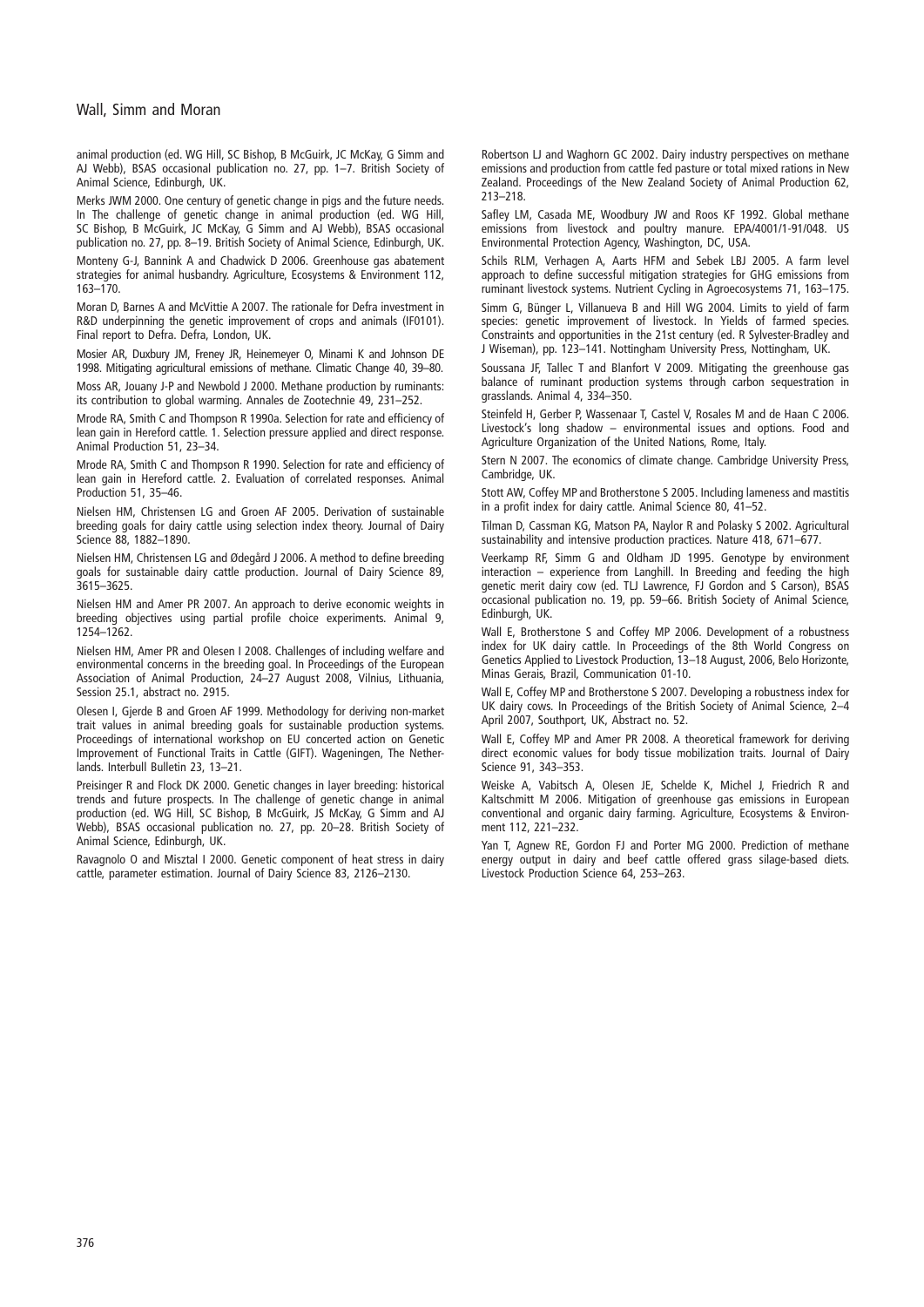animal production (ed. WG Hill, SC Bishop, B McGuirk, JC McKay, G Simm and AJ Webb), BSAS occasional publication no. 27, pp. 1–7. British Society of Animal Science, Edinburgh, UK.

Merks JWM 2000. One century of genetic change in pigs and the future needs. In The challenge of genetic change in animal production (ed. WG Hill, SC Bishop, B McGuirk, JC McKay, G Simm and AJ Webb), BSAS occasional publication no. 27, pp. 8–19. British Society of Animal Science, Edinburgh, UK.

Monteny G-J, Bannink A and Chadwick D 2006. Greenhouse gas abatement strategies for animal husbandry. Agriculture, Ecosystems & Environment 112, 163–170.

Moran D, Barnes A and McVittie A 2007. The rationale for Defra investment in R&D underpinning the genetic improvement of crops and animals (IF0101). Final report to Defra. Defra, London, UK.

Mosier AR, Duxbury JM, Freney JR, Heinemeyer O, Minami K and Johnson DE 1998. Mitigating agricultural emissions of methane. Climatic Change 40, 39–80.

Moss AR, Jouany J-P and Newbold J 2000. Methane production by ruminants: its contribution to global warming. Annales de Zootechnie 49, 231–252.

Mrode RA, Smith C and Thompson R 1990a. Selection for rate and efficiency of lean gain in Hereford cattle. 1. Selection pressure applied and direct response. Animal Production 51, 23–34.

Mrode RA, Smith C and Thompson R 1990. Selection for rate and efficiency of lean gain in Hereford cattle. 2. Evaluation of correlated responses. Animal Production 51, 35–46.

Nielsen HM, Christensen LG and Groen AF 2005. Derivation of sustainable breeding goals for dairy cattle using selection index theory. Journal of Dairy Science 88, 1882–1890.

Nielsen HM, Christensen LG and Ødegård J 2006. A method to define breeding goals for sustainable dairy cattle production. Journal of Dairy Science 89, 3615–3625.

Nielsen HM and Amer PR 2007. An approach to derive economic weights in breeding objectives using partial profile choice experiments. Animal 9, 1254–1262.

Nielsen HM, Amer PR and Olesen I 2008. Challenges of including welfare and environmental concerns in the breeding goal. In Proceedings of the European Association of Animal Production, 24–27 August 2008, Vilnius, Lithuania, Session 25.1, abstract no. 2915.

Olesen I, Gjerde B and Groen AF 1999. Methodology for deriving non-market trait values in animal breeding goals for sustainable production systems. Proceedings of international workshop on EU concerted action on Genetic Improvement of Functional Traits in Cattle (GIFT). Wageningen, The Netherlands. Interbull Bulletin 23, 13–21.

Preisinger R and Flock DK 2000. Genetic changes in layer breeding: historical trends and future prospects. In The challenge of genetic change in animal production (ed. WG Hill, SC Bishop, B McGuirk, JS McKay, G Simm and AJ Webb), BSAS occasional publication no. 27, pp. 20–28. British Society of Animal Science, Edinburgh, UK.

Ravagnolo O and Misztal I 2000. Genetic component of heat stress in dairy cattle, parameter estimation. Journal of Dairy Science 83, 2126–2130.

Robertson LJ and Waghorn GC 2002. Dairy industry perspectives on methane emissions and production from cattle fed pasture or total mixed rations in New Zealand. Proceedings of the New Zealand Society of Animal Production 62, 213–218.

Safley LM, Casada ME, Woodbury JW and Roos KF 1992. Global methane emissions from livestock and poultry manure. EPA/4001/1-91/048. US Environmental Protection Agency, Washington, DC, USA.

Schils RLM, Verhagen A, Aarts HFM and Sebek LBJ 2005. A farm level approach to define successful mitigation strategies for GHG emissions from ruminant livestock systems. Nutrient Cycling in Agroecosystems 71, 163–175.

Simm G, Bünger L, Villanueva B and Hill WG 2004. Limits to yield of farm species: genetic improvement of livestock. In Yields of farmed species. Constraints and opportunities in the 21st century (ed. R Sylvester-Bradley and J Wiseman), pp. 123–141. Nottingham University Press, Nottingham, UK.

Soussana JF, Tallec T and Blanfort V 2009. Mitigating the greenhouse gas balance of ruminant production systems through carbon sequestration in grasslands. Animal 4, 334–350.

Steinfeld H, Gerber P, Wassenaar T, Castel V, Rosales M and de Haan C 2006. Livestock's long shadow – environmental issues and options. Food and Agriculture Organization of the United Nations, Rome, Italy.

Stern N 2007. The economics of climate change. Cambridge University Press, Cambridge, UK.

Stott AW, Coffey MP and Brotherstone S 2005. Including lameness and mastitis in a profit index for dairy cattle. Animal Science 80, 41–52.

Tilman D, Cassman KG, Matson PA, Naylor R and Polasky S 2002. Agricultural sustainability and intensive production practices. Nature 418, 671–677.

Veerkamp RF, Simm G and Oldham JD 1995. Genotype by environment interaction – experience from Langhill. In Breeding and feeding the high genetic merit dairy cow (ed. TLJ Lawrence, FJ Gordon and S Carson), BSAS occasional publication no. 19, pp. 59–66. British Society of Animal Science, Edinburgh, UK.

Wall E, Brotherstone S and Coffey MP 2006. Development of a robustness index for UK dairy cattle. In Proceedings of the 8th World Congress on Genetics Applied to Livestock Production, 13–18 August, 2006, Belo Horizonte, Minas Gerais, Brazil, Communication 01-10.

Wall E, Coffey MP and Brotherstone S 2007. Developing a robustness index for UK dairy cows. In Proceedings of the British Society of Animal Science, 2–4 April 2007, Southport, UK, Abstract no. 52.

Wall E, Coffey MP and Amer PR 2008. A theoretical framework for deriving direct economic values for body tissue mobilization traits. Journal of Dairy Science 91, 343–353.

Weiske A, Vabitsch A, Olesen JE, Schelde K, Michel J, Friedrich R and Kaltschmitt M 2006. Mitigation of greenhouse gas emissions in European conventional and organic dairy farming. Agriculture, Ecosystems & Environment 112, 221–232.

Yan T, Agnew RE, Gordon FJ and Porter MG 2000. Prediction of methane energy output in dairy and beef cattle offered grass silage-based diets. Livestock Production Science 64, 253–263.